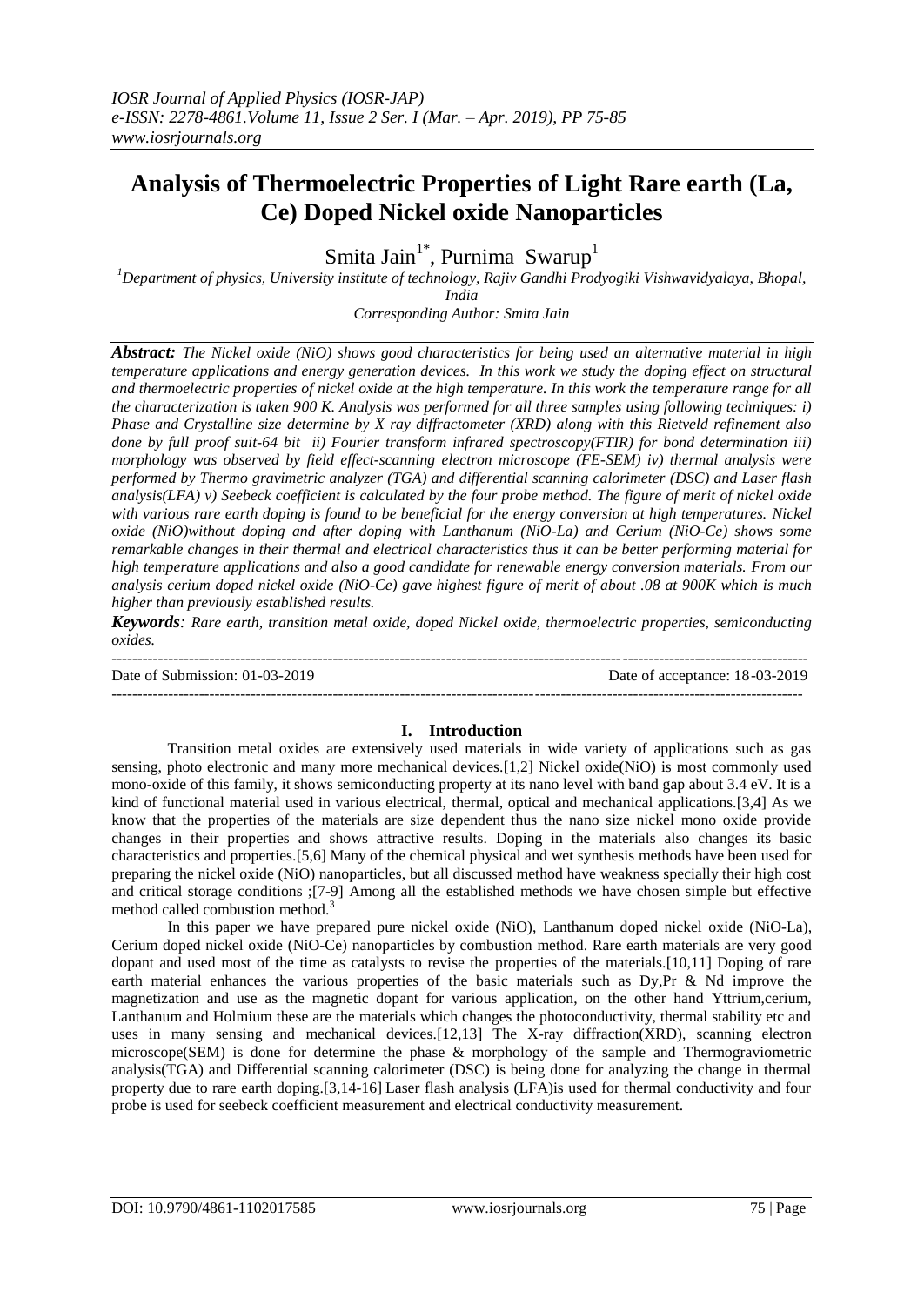# Analysis of Thermoelectric Properties of Light Rare earth (La, Ce) Doped Nickel oxide Nanoparticles

Smita Jain[1*], Purnima Swarup[1]

[1]Department of physics, University institute of technology, Rajiv Gandhi Prodyogiki Vishwavidyalaya, Bhopal, India

Corresponding Author: Smita Jain

***Abstract:*** *The Nickel oxide (NiO) shows good characteristics for being used an alternative material in high temperature applications and energy generation devices. In this work we study the doping effect on structural and thermoelectric properties of nickel oxide at the high temperature. In this work the temperature range for all the characterization is taken 900 K. Analysis was performed for all three samples using following techniques: i) Phase and Crystalline size determine by X ray diffractometer (XRD) along with this Rietveld refinement also done by full proof suit-64 bit ii) Fourier transform infrared spectroscopy(FTIR) for bond determination iii) morphology was observed by field effect-scanning electron microscope (FE-SEM) iv) thermal analysis were performed by Thermo gravimetric analyzer (TGA) and differential scanning calorimeter (DSC) and Laser flash analysis(LFA) v) Seebeck coefficient is calculated by the four probe method. The figure of merit of nickel oxide with various rare earth doping is found to be beneficial for the energy conversion at high temperatures. Nickel oxide (NiO)without doping and after doping with Lanthanum (NiO-La) and Cerium (NiO-Ce) shows some remarkable changes in their thermal and electrical characteristics thus it can be better performing material for high temperature applications and also a good candidate for renewable energy conversion materials. From our analysis cerium doped nickel oxide (NiO-Ce) gave highest figure of merit of about .08 at 900K which is much higher than previously established results.*

***Keywords****: Rare earth, transition metal oxide, doped Nickel oxide, thermoelectric properties, semiconducting oxides.*

Date of Submission: 01-03-2019 Date of acceptance: 18-03-2019

## I. Introduction

Transition metal oxides are extensively used materials in wide variety of applications such as gas sensing, photo electronic and many more mechanical devices.[1,2] Nickel oxide(NiO) is most commonly used mono-oxide of this family, it shows semiconducting property at its nano level with band gap about 3.4 eV. It is a kind of functional material used in various electrical, thermal, optical and mechanical applications.[3,4] As we know that the properties of the materials are size dependent thus the nano size nickel mono oxide provide changes in their properties and shows attractive results. Doping in the materials also changes its basic characteristics and properties.[5,6] Many of the chemical physical and wet synthesis methods have been used for preparing the nickel oxide (NiO) nanoparticles, but all discussed method have weakness specially their high cost and critical storage conditions ;[7-9] Among all the established methods we have chosen simple but effective method called combustion method.[3]

In this paper we have prepared pure nickel oxide (NiO), Lanthanum doped nickel oxide (NiO-La), Cerium doped nickel oxide (NiO-Ce) nanoparticles by combustion method. Rare earth materials are very good dopant and used most of the time as catalysts to revise the properties of the materials.[10,11] Doping of rare earth material enhances the various properties of the basic materials such as Dy,Pr & Nd improve the magnetization and use as the magnetic dopant for various application, on the other hand Yttrium,cerium, Lanthanum and Holmium these are the materials which changes the photoconductivity, thermal stability etc and uses in many sensing and mechanical devices.[12,13] The X-ray diffraction(XRD), scanning electron microscope(SEM) is done for determine the phase & morphology of the sample and Thermogravimetric analysis(TGA) and Differential scanning calorimeter (DSC) is being done for analyzing the change in thermal property due to rare earth doping.[3,14-16] Laser flash analysis (LFA)is used for thermal conductivity and four probe is used for seebeck coefficient measurement and electrical conductivity measurement.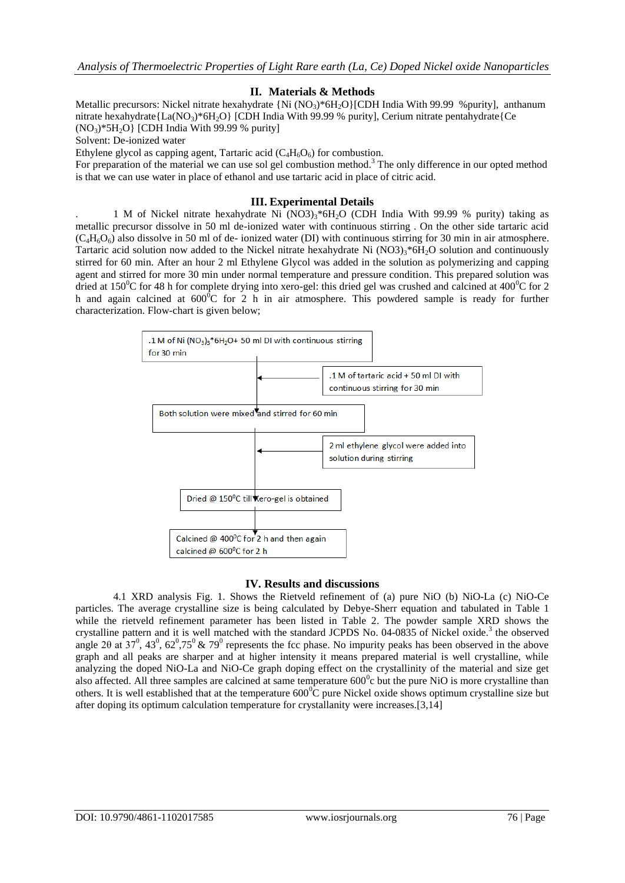## II. Materials & Methods

Metallic precursors: Nickel nitrate hexahydrate {Ni $(NO_3)*6H_2O$}[CDH India With 99.99 %purity], anthanum nitrate hexahydrate{La$(NO_3)*6H_2O$} [CDH India With 99.99 % purity], Cerium nitrate pentahydrate{Ce $(NO_3)*5H_2O$} [CDH India With 99.99 % purity]

Solvent: De-ionized water

Ethylene glycol as capping agent, Tartaric acid ($C_4H_6O_6$) for combustion.

For preparation of the material we can use sol gel combustion method.[3] The only difference in our opted method is that we can use water in place of ethanol and use tartaric acid in place of citric acid.

## III. Experimental Details

. 1 M of Nickel nitrate hexahydrate Ni $(NO3)_3*6H_2O$ (CDH India With 99.99 % purity) taking as metallic precursor dissolve in 50 ml de-ionized water with continuous stirring . On the other side tartaric acid ($C_4H_6O_6$) also dissolve in 50 ml of de- ionized water (DI) with continuous stirring for 30 min in air atmosphere. Tartaric acid solution now added to the Nickel nitrate hexahydrate Ni $(NO3)_3*6H_2O$ solution and continuously stirred for 60 min. After an hour 2 ml Ethylene Glycol was added in the solution as polymerizing and capping agent and stirred for more 30 min under normal temperature and pressure condition. This prepared solution was dried at $150^0$C for 48 h for complete drying into xero-gel: this dried gel was crushed and calcined at $400^0$C for 2 h and again calcined at $600^0$C for 2 h in air atmosphere. This powdered sample is ready for further characterization. Flow-chart is given below;

.1 M of Ni $(NO_3)_3*6H_2O$+ 50 ml DI with continuous stirring for 30 min

.1 M of tartaric acid + 50 ml DI with continuous stirring for 30 min

Both solution were mixed and stirred for 60 min

2 ml ethylene glycol were added into solution during stirring

Dried @ $150^0$C till Xero-gel is obtained

Calcined @ $400^0$C for 2 h and then again calcined @ $600^0$C for 2 h

## IV. Results and discussions

4.1 XRD analysis Fig. 1. Shows the Rietveld refinement of (a) pure NiO (b) NiO-La (c) NiO-Ce particles. The average crystalline size is being calculated by Debye-Sherr equation and tabulated in Table 1 while the rietveld refinement parameter has been listed in Table 2. The powder sample XRD shows the crystalline pattern and it is well matched with the standard JCPDS No. 04-0835 of Nickel oxide.[3] the observed angle 2θ at $37^0$, $43^0$, $62^0$,$75^0$ & $79^0$ represents the fcc phase. No impurity peaks has been observed in the above graph and all peaks are sharper and at higher intensity it means prepared material is well crystalline, while analyzing the doped NiO-La and NiO-Ce graph doping effect on the crystallinity of the material and size get also affected. All three samples are calcined at same temperature $600^0$c but the pure NiO is more crystalline than others. It is well established that at the temperature $600^0$C pure Nickel oxide shows optimum crystalline size but after doping its optimum calculation temperature for crystallanity were increases.[3,14]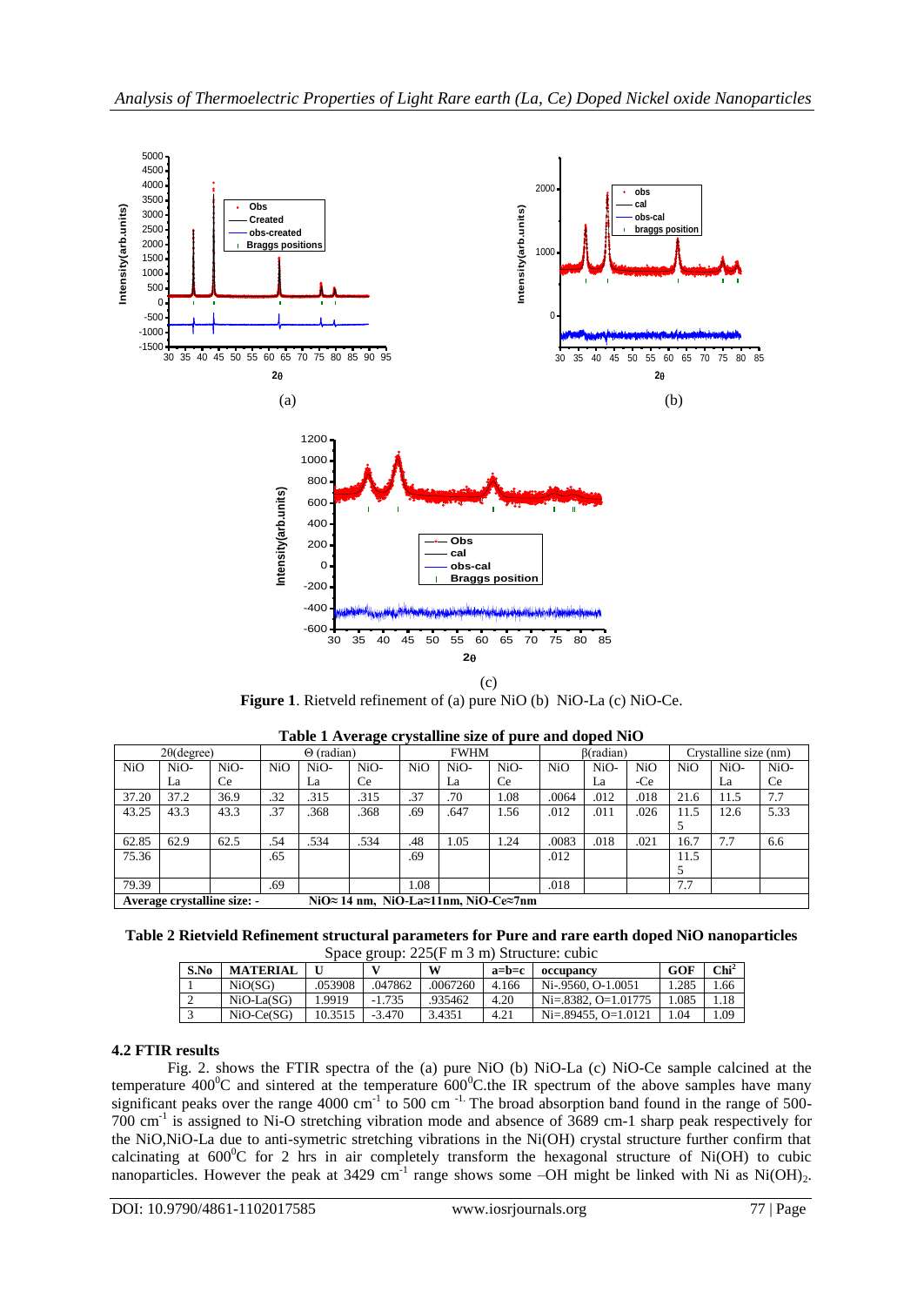(a)

(b)

(c)

**Figure 1**. Rietveld refinement of (a) pure NiO (b) NiO-La (c) NiO-Ce.

**Table 1 Average crystalline size of pure and doped NiO**

| 2θ(degree) | | | Θ (radian) | | | FWHM | | | β(radian) | | | Crystalline size (nm) | | |
|---|---|---|---|---|---|---|---|---|---|---|---|---|---|---|
| NiO | NiO-La | NiO-Ce | NiO | NiO-La | NiO-Ce | NiO | NiO-La | NiO-Ce | NiO | NiO-La | NiO-Ce | NiO | NiO-La | NiO-Ce |
| 37.20 | 37.2 | 36.9 | .32 | .315 | .315 | .37 | .70 | 1.08 | .0064 | .012 | .018 | 21.6 | 11.5 | 7.7 |
| 43.25 | 43.3 | 43.3 | .37 | .368 | .368 | .69 | .647 | 1.56 | .012 | .011 | .026 | 11.55 | 12.6 | 5.33 |
| 62.85 | 62.9 | 62.5 | .54 | .534 | .534 | .48 | 1.05 | 1.24 | .0083 | .018 | .021 | 16.7 | 7.7 | 6.6 |
| 75.36 | | | .65 | | | .69 | | | .012 | | | 11.55 | | |
| 79.39 | | | .69 | | | 1.08 | | | .018 | | | 7.7 | | |
| **Average crystalline size: -** | | | | | **NiO≈ 14 nm, NiO-La≈11nm, NiO-Ce≈7nm** | | | | | | | | | |

**Table 2 Rietvield Refinement structural parameters for Pure and rare earth doped NiO nanoparticles**

Space group: 225(F m 3 m) Structure: cubic

| S.No | MATERIAL | U | V | W | a=b=c | occupancy | GOF | $Chi^2$ |
|---|---|---|---|---|---|---|---|---|
| 1 | NiO(SG) | .053908 | .047862 | .0067260 | 4.166 | Ni-.9560, O-1.0051 | 1.285 | 1.66 |
| 2 | NiO-La(SG) | 1.9919 | -1.735 | .935462 | 4.20 | Ni=.8382, O=1.01775 | 1.085 | 1.18 |
| 3 | NiO-Ce(SG) | 10.3515 | -3.470 | 3.4351 | 4.21 | Ni=.89455, O=1.0121 | 1.04 | 1.09 |

### 4.2 FTIR results

Fig. 2. shows the FTIR spectra of the (a) pure NiO (b) NiO-La (c) NiO-Ce sample calcined at the temperature $400^0$C and sintered at the temperature $600^0$C.the IR spectrum of the above samples have many significant peaks over the range 4000 $cm^{-1}$ to 500 cm $^{-1.}$ The broad absorption band found in the range of 500-700 $cm^{-1}$ is assigned to Ni-O stretching vibration mode and absence of 3689 cm-1 sharp peak respectively for the NiO,NiO-La due to anti-symetric stretching vibrations in the Ni(OH) crystal structure further confirm that calcinating at $600^0$C for 2 hrs in air completely transform the hexagonal structure of Ni(OH) to cubic nanoparticles. However the peak at 3429 $cm^{-1}$ range shows some –OH might be linked with Ni as $Ni(OH)_2$.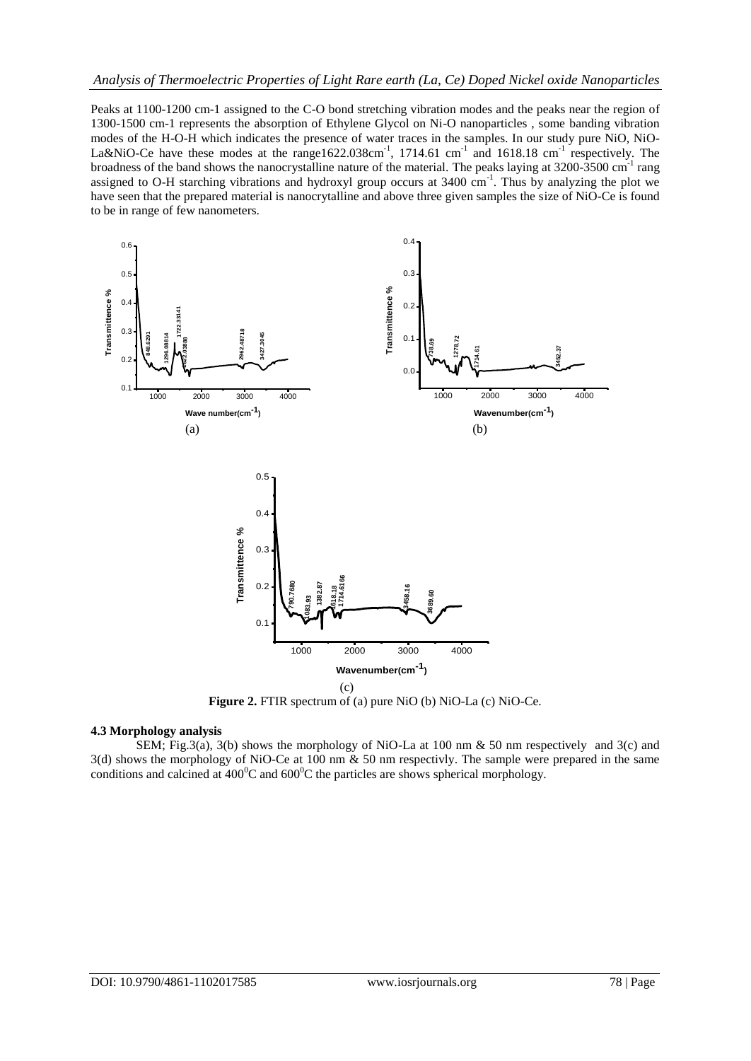Peaks at 1100-1200 cm-1 assigned to the C-O bond stretching vibration modes and the peaks near the region of 1300-1500 cm-1 represents the absorption of Ethylene Glycol on Ni-O nanoparticles , some banding vibration modes of the H-O-H which indicates the presence of water traces in the samples. In our study pure NiO, NiO-La&NiO-Ce have these modes at the range1622.038cm$^{-1}$, 1714.61 cm$^{-1}$ and 1618.18 cm$^{-1}$ respectively. The broadness of the band shows the nanocrystalline nature of the material. The peaks laying at 3200-3500 cm$^{-1}$ rang assigned to O-H starching vibrations and hydroxyl group occurs at 3400 cm$^{-1}$. Thus by analyzing the plot we have seen that the prepared material is nanocrytalline and above three given samples the size of NiO-Ce is found to be in range of few nanometers.

**Figure 2.** FTIR spectrum of (a) pure NiO (b) NiO-La (c) NiO-Ce.

### 4.3 Morphology analysis

SEM; Fig.3(a), 3(b) shows the morphology of NiO-La at 100 nm & 50 nm respectively and 3(c) and 3(d) shows the morphology of NiO-Ce at 100 nm & 50 nm respectivly. The sample were prepared in the same conditions and calcined at 400$^0$C and 600$^0$C the particles are shows spherical morphology.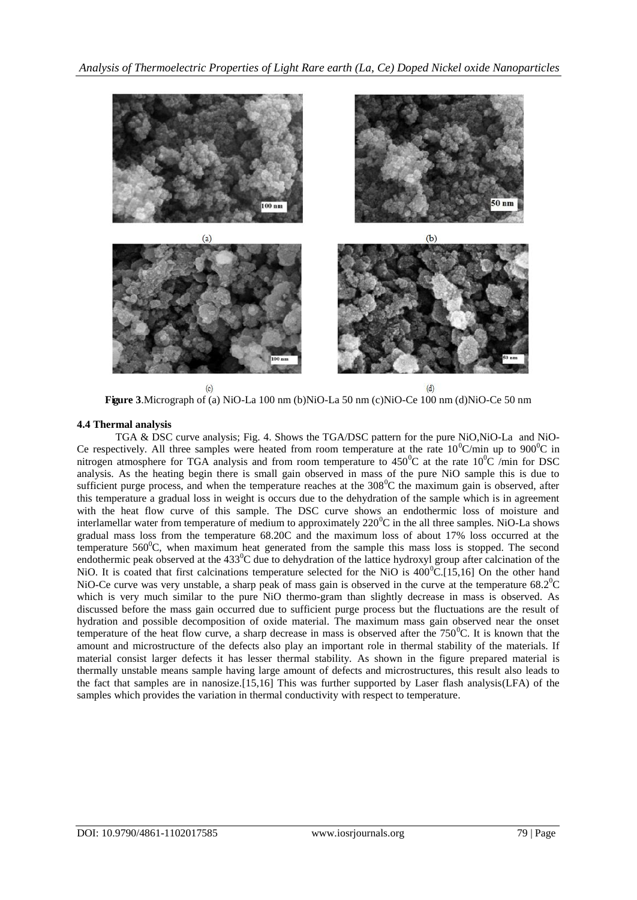**Figure 3**.Micrograph of (a) NiO-La 100 nm (b)NiO-La 50 nm (c)NiO-Ce 100 nm (d)NiO-Ce 50 nm

### 4.4 Thermal analysis

TGA & DSC curve analysis; Fig. 4. Shows the TGA/DSC pattern for the pure NiO,NiO-La and NiO-Ce respectively. All three samples were heated from room temperature at the rate $10^0$C/min up to $900^0$C in nitrogen atmosphere for TGA analysis and from room temperature to $450^0$C at the rate $10^0$C /min for DSC analysis. As the heating begin there is small gain observed in mass of the pure NiO sample this is due to sufficient purge process, and when the temperature reaches at the $308^0$C the maximum gain is observed, after this temperature a gradual loss in weight is occurs due to the dehydration of the sample which is in agreement with the heat flow curve of this sample. The DSC curve shows an endothermic loss of moisture and interlamellar water from temperature of medium to approximately $220^0$C in the all three samples. NiO-La shows gradual mass loss from the temperature 68.20C and the maximum loss of about 17% loss occurred at the temperature $560^0$C, when maximum heat generated from the sample this mass loss is stopped. The second endothermic peak observed at the $433^0$C due to dehydration of the lattice hydroxyl group after calcination of the NiO. It is coated that first calcinations temperature selected for the NiO is $400^0$C.[15,16] On the other hand NiO-Ce curve was very unstable, a sharp peak of mass gain is observed in the curve at the temperature $68.2^0$C which is very much similar to the pure NiO thermo-gram than slightly decrease in mass is observed. As discussed before the mass gain occurred due to sufficient purge process but the fluctuations are the result of hydration and possible decomposition of oxide material. The maximum mass gain observed near the onset temperature of the heat flow curve, a sharp decrease in mass is observed after the $750^0$C. It is known that the amount and microstructure of the defects also play an important role in thermal stability of the materials. If material consist larger defects it has lesser thermal stability. As shown in the figure prepared material is thermally unstable means sample having large amount of defects and microstructures, this result also leads to the fact that samples are in nanosize.[15,16] This was further supported by Laser flash analysis(LFA) of the samples which provides the variation in thermal conductivity with respect to temperature.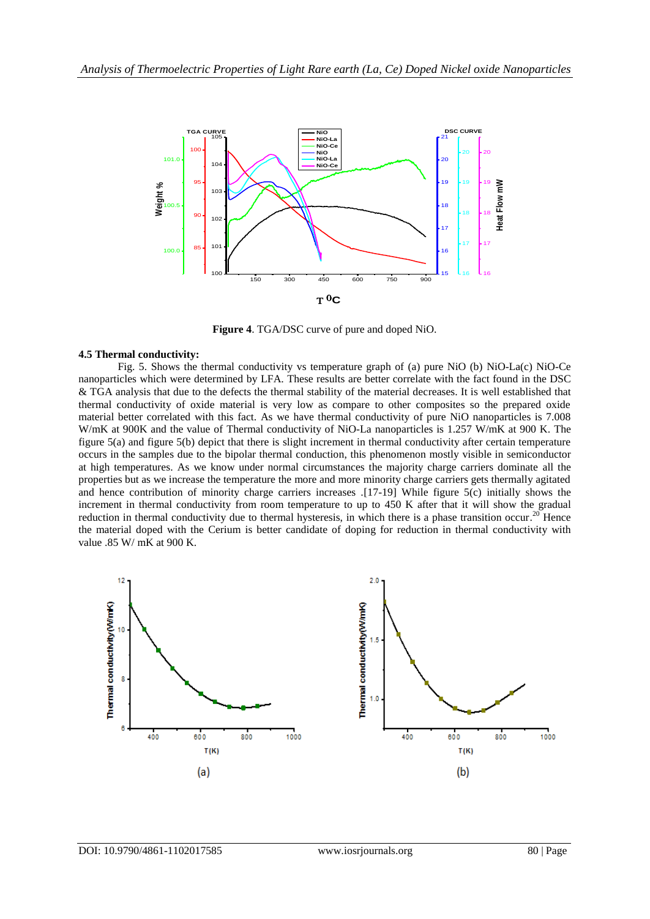**Figure 4**. TGA/DSC curve of pure and doped NiO.

### 4.5 Thermal conductivity:

Fig. 5. Shows the thermal conductivity vs temperature graph of (a) pure NiO (b) NiO-La(c) NiO-Ce nanoparticles which were determined by LFA. These results are better correlate with the fact found in the DSC & TGA analysis that due to the defects the thermal stability of the material decreases. It is well established that thermal conductivity of oxide material is very low as compare to other composites so the prepared oxide material better correlated with this fact. As we have thermal conductivity of pure NiO nanoparticles is 7.008 W/mK at 900K and the value of Thermal conductivity of NiO-La nanoparticles is 1.257 W/mK at 900 K. The figure 5(a) and figure 5(b) depict that there is slight increment in thermal conductivity after certain temperature occurs in the samples due to the bipolar thermal conduction, this phenomenon mostly visible in semiconductor at high temperatures. As we know under normal circumstances the majority charge carriers dominate all the properties but as we increase the temperature the more and more minority charge carriers gets thermally agitated and hence contribution of minority charge carriers increases .[17-19] While figure 5(c) initially shows the increment in thermal conductivity from room temperature to up to 450 K after that it will show the gradual reduction in thermal conductivity due to thermal hysteresis, in which there is a phase transition occur.[20] Hence the material doped with the Cerium is better candidate of doping for reduction in thermal conductivity with value .85 W/ mK at 900 K.

(a)

(b)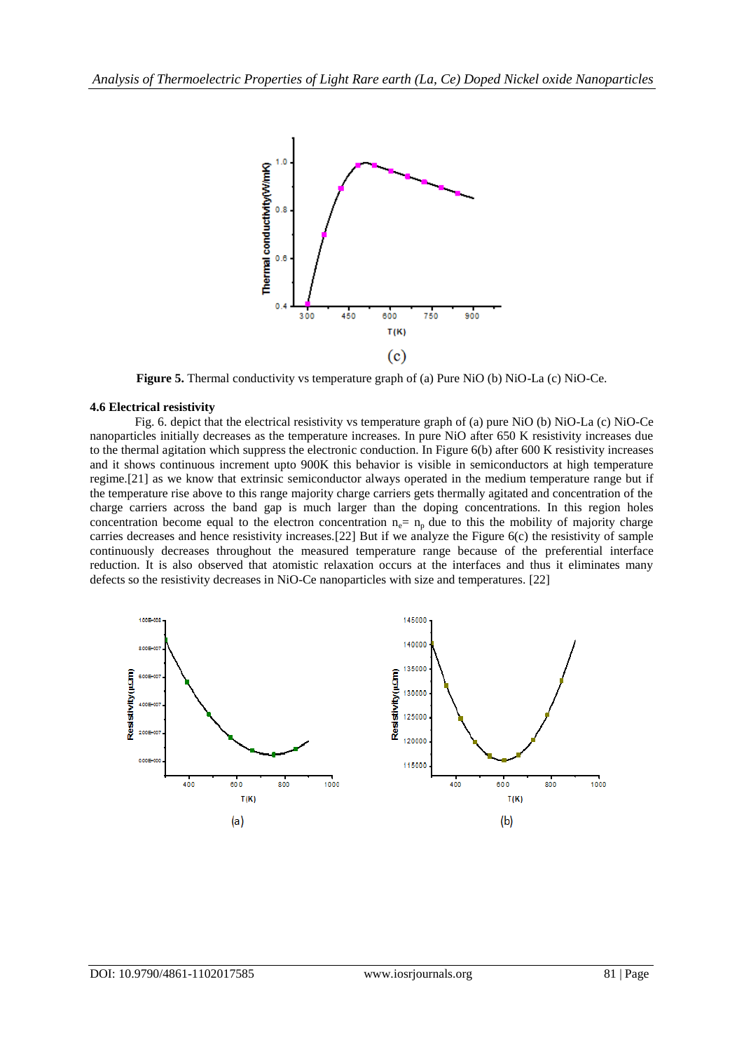(c)

**Figure 5.** Thermal conductivity vs temperature graph of (a) Pure NiO (b) NiO-La (c) NiO-Ce.

### 4.6 Electrical resistivity

Fig. 6. depict that the electrical resistivity vs temperature graph of (a) pure NiO (b) NiO-La (c) NiO-Ce nanoparticles initially decreases as the temperature increases. In pure NiO after 650 K resistivity increases due to the thermal agitation which suppress the electronic conduction. In Figure 6(b) after 600 K resistivity increases and it shows continuous increment upto 900K this behavior is visible in semiconductors at high temperature regime.[21] as we know that extrinsic semiconductor always operated in the medium temperature range but if the temperature rise above to this range majority charge carriers gets thermally agitated and concentration of the charge carriers across the band gap is much larger than the doping concentrations. In this region holes concentration become equal to the electron concentration $n_e = n_p$ due to this the mobility of majority charge carries decreases and hence resistivity increases.[22] But if we analyze the Figure 6(c) the resistivity of sample continuously decreases throughout the measured temperature range because of the preferential interface reduction. It is also observed that atomistic relaxation occurs at the interfaces and thus it eliminates many defects so the resistivity decreases in NiO-Ce nanoparticles with size and temperatures. [22]

(a)

(b)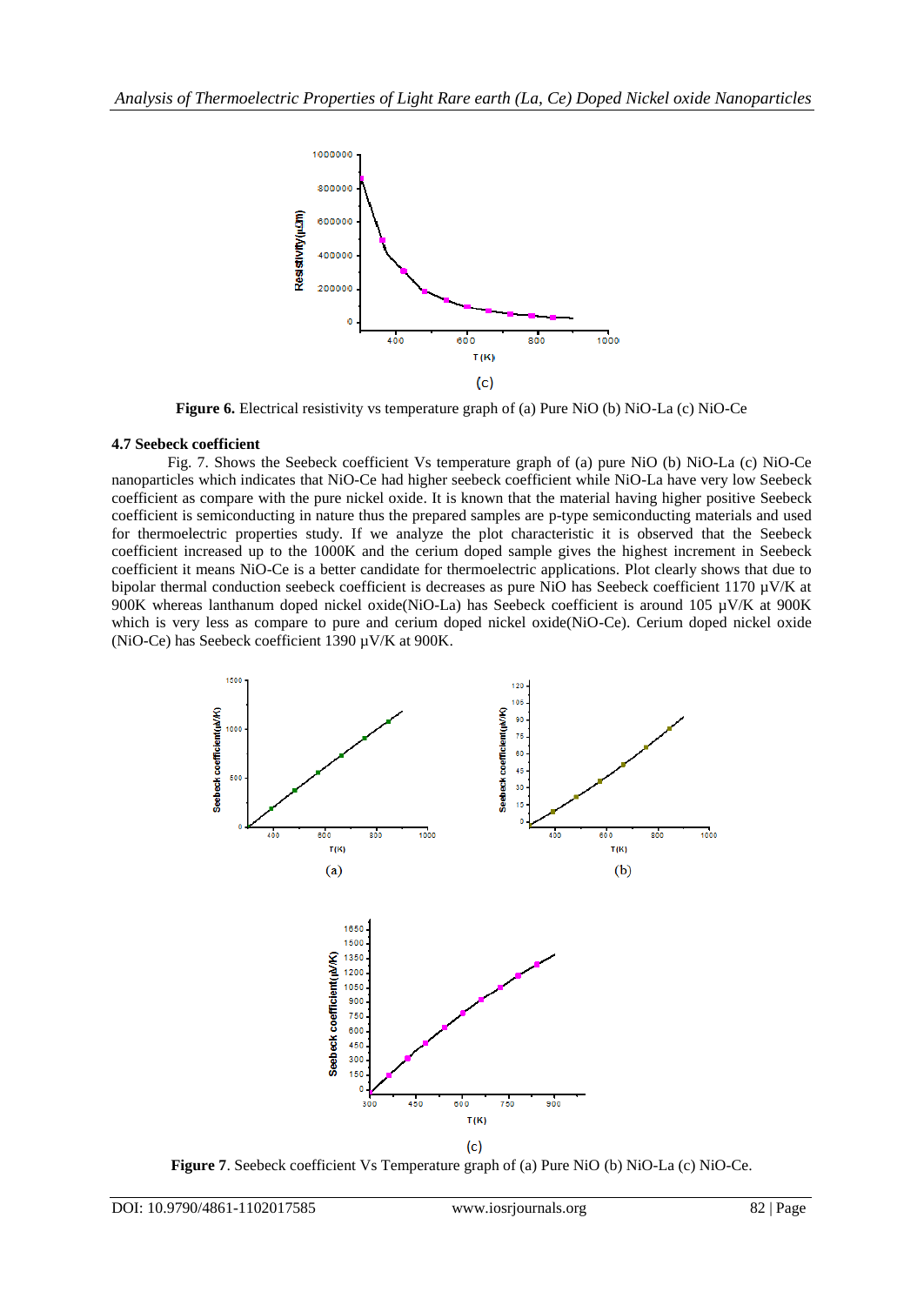(c)

**Figure 6.** Electrical resistivity vs temperature graph of (a) Pure NiO (b) NiO-La (c) NiO-Ce

### 4.7 Seebeck coefficient

Fig. 7. Shows the Seebeck coefficient Vs temperature graph of (a) pure NiO (b) NiO-La (c) NiO-Ce nanoparticles which indicates that NiO-Ce had higher seebeck coefficient while NiO-La have very low Seebeck coefficient as compare with the pure nickel oxide. It is known that the material having higher positive Seebeck coefficient is semiconducting in nature thus the prepared samples are p-type semiconducting materials and used for thermoelectric properties study. If we analyze the plot characteristic it is observed that the Seebeck coefficient increased up to the 1000K and the cerium doped sample gives the highest increment in Seebeck coefficient it means NiO-Ce is a better candidate for thermoelectric applications. Plot clearly shows that due to bipolar thermal conduction seebeck coefficient is decreases as pure NiO has Seebeck coefficient 1170 μV/K at 900K whereas lanthanum doped nickel oxide(NiO-La) has Seebeck coefficient is around 105 μV/K at 900K which is very less as compare to pure and cerium doped nickel oxide(NiO-Ce). Cerium doped nickel oxide (NiO-Ce) has Seebeck coefficient 1390 μV/K at 900K.

(a)

(b)

(c)

**Figure 7**. Seebeck coefficient Vs Temperature graph of (a) Pure NiO (b) NiO-La (c) NiO-Ce.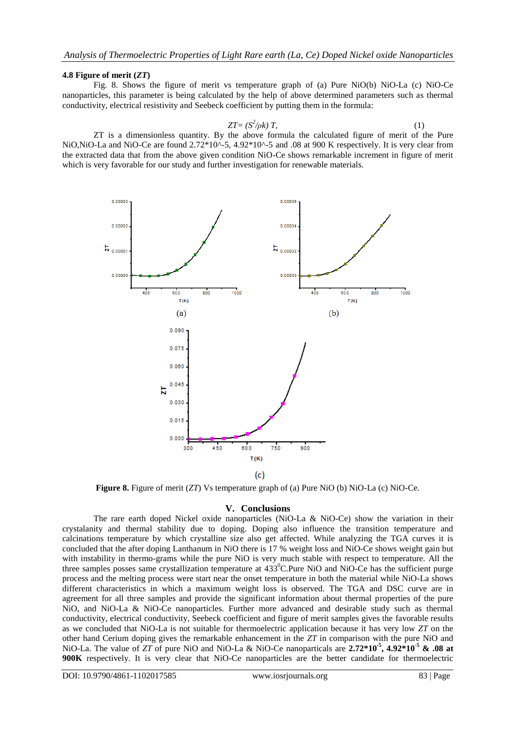### 4.8 Figure of merit (*ZT*)

Fig. 8. Shows the figure of merit vs temperature graph of (a) Pure NiO(b) NiO-La (c) NiO-Ce nanoparticles, this parameter is being calculated by the help of above determined parameters such as thermal conductivity, electrical resistivity and Seebeck coefficient by putting them in the formula:

$$ZT = (S^2/\rho k)\, T, \tag{1}$$

ZT is a dimensionless quantity. By the above formula the calculated figure of merit of the Pure NiO,NiO-La and NiO-Ce are found 2.72*10^-5, 4.92*10^-5 and .08 at 900 K respectively. It is very clear from the extracted data that from the above given condition NiO-Ce shows remarkable increment in figure of merit which is very favorable for our study and further investigation for renewable materials.

**Figure 8.** Figure of merit (*ZT*) Vs temperature graph of (a) Pure NiO (b) NiO-La (c) NiO-Ce.

## V. Conclusions

The rare earth doped Nickel oxide nanoparticles (NiO-La & NiO-Ce) show the variation in their crystalanity and thermal stability due to doping. Doping also influence the transition temperature and calcinations temperature by which crystalline size also get affected. While analyzing the TGA curves it is concluded that the after doping Lanthanum in NiO there is 17 % weight loss and NiO-Ce shows weight gain but with instability in thermo-grams while the pure NiO is very much stable with respect to temperature. All the three samples posses same crystallization temperature at $433^0$C.Pure NiO and NiO-Ce has the sufficient purge process and the melting process were start near the onset temperature in both the material while NiO-La shows different characteristics in which a maximum weight loss is observed. The TGA and DSC curve are in agreement for all three samples and provide the significant information about thermal properties of the pure NiO, and NiO-La & NiO-Ce nanoparticles. Further more advanced and desirable study such as thermal conductivity, electrical conductivity, Seebeck coefficient and figure of merit samples gives the favorable results as we concluded that NiO-La is not suitable for thermoelectric application because it has very low *ZT* on the other hand Cerium doping gives the remarkable enhancement in the *ZT* in comparison with the pure NiO and NiO-La. The value of *ZT* of pure NiO and NiO-La & NiO-Ce nanoparticals are **$2.72*10^{-5}$, $4.92*10^{-5}$ & .08 at 900K** respectively. It is very clear that NiO-Ce nanoparticles are the better candidate for thermoelectric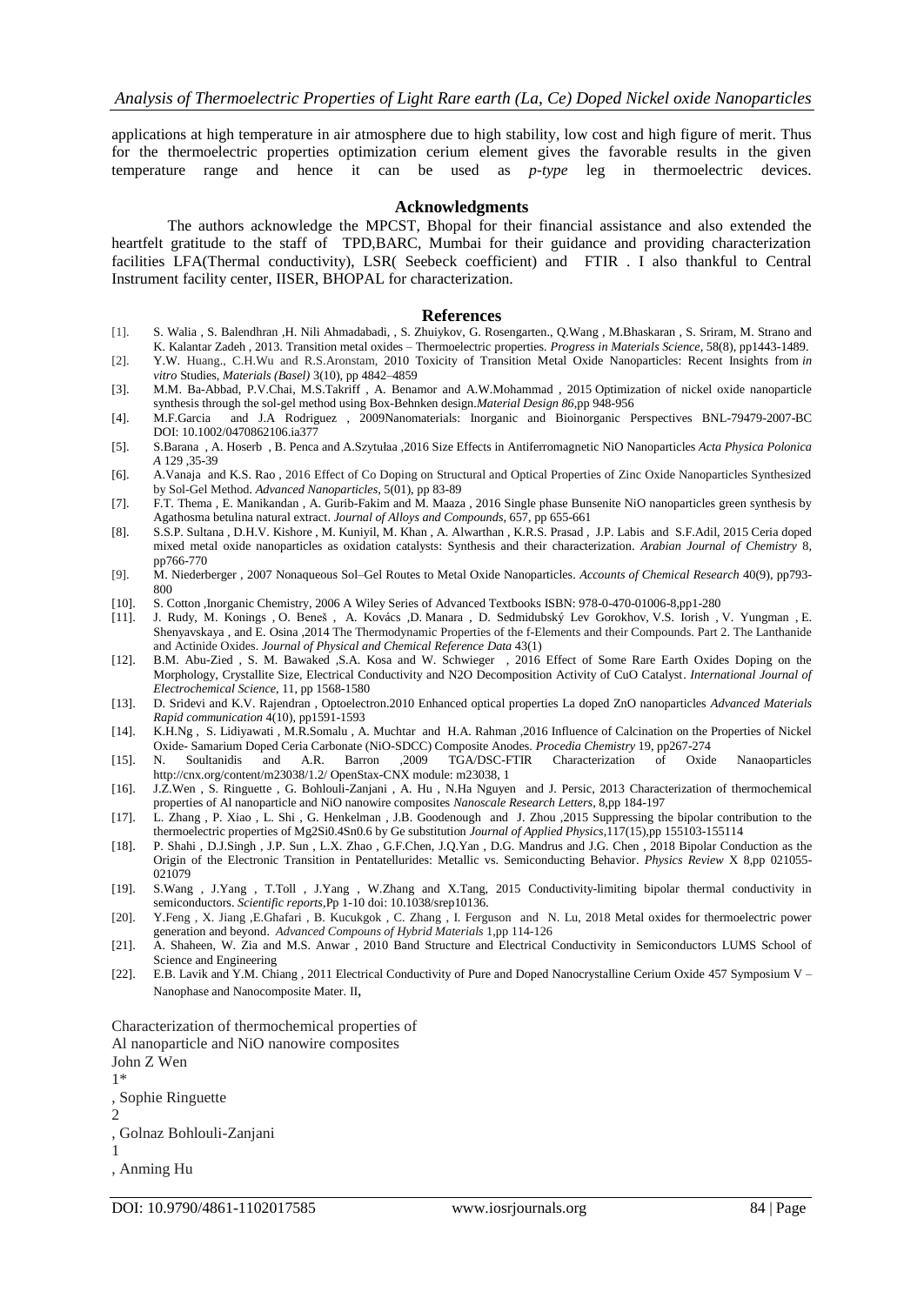applications at high temperature in air atmosphere due to high stability, low cost and high figure of merit. Thus for the thermoelectric properties optimization cerium element gives the favorable results in the given temperature range and hence it can be used as *p-type* leg in thermoelectric devices.

## Acknowledgments

The authors acknowledge the MPCST, Bhopal for their financial assistance and also extended the heartfelt gratitude to the staff of TPD,BARC, Mumbai for their guidance and providing characterization facilities LFA(Thermal conductivity), LSR( Seebeck coefficient) and FTIR . I also thankful to Central Instrument facility center, IISER, BHOPAL for characterization.

## References

[1]. S. Walia , S. Balendhran ,H. Nili Ahmadabadi, , S. Zhuiykov, G. Rosengarten., Q.Wang , M.Bhaskaran , S. Sriram, M. Strano and K. Kalantar Zadeh , 2013. Transition metal oxides – Thermoelectric properties. *Progress in Materials Science*, 58(8), pp1443-1489.

[2]. Y.W. Huang., C.H.Wu and R.S.Aronstam, 2010 Toxicity of Transition Metal Oxide Nanoparticles: Recent Insights from *in vitro* Studies, *Materials (Basel)* 3(10), pp 4842–4859

[3]. M.M. Ba-Abbad, P.V.Chai, M.S.Takriff , A. Benamor and A.W.Mohammad , 2015 Optimization of nickel oxide nanoparticle synthesis through the sol-gel method using Box-Behnken design.*Material Design 86*,pp 948-956

[4]. M.F.Garcia and J.A Rodriguez , 2009Nanomaterials: Inorganic and Bioinorganic Perspectives BNL-79479-2007-BC DOI: 10.1002/0470862106.ia377

[5]. S.Barana , A. Hoserb , B. Penca and A.Szytułaa ,2016 Size Effects in Antiferromagnetic NiO Nanoparticles *Acta Physica Polonica A* 129 ,35-39

[6]. A.Vanaja and K.S. Rao , 2016 Effect of Co Doping on Structural and Optical Properties of Zinc Oxide Nanoparticles Synthesized by Sol-Gel Method. *Advanced Nanoparticles*, 5(01), pp 83-89

[7]. F.T. Thema , E. Manikandan , A. Gurib-Fakim and M. Maaza , 2016 Single phase Bunsenite NiO nanoparticles green synthesis by Agathosma betulina natural extract. *Journal of Alloys and Compounds*, 657, pp 655-661

[8]. S.S.P. Sultana , D.H.V. Kishore , M. Kuniyil, M. Khan , A. Alwarthan , K.R.S. Prasad , J.P. Labis and S.F.Adil, 2015 Ceria doped mixed metal oxide nanoparticles as oxidation catalysts: Synthesis and their characterization. *Arabian Journal of Chemistry* 8, pp766-770

[9]. M. Niederberger , 2007 Nonaqueous Sol–Gel Routes to Metal Oxide Nanoparticles. *Accounts of Chemical Research* 40(9), pp793-800

[10]. S. Cotton ,Inorganic Chemistry, 2006 A Wiley Series of Advanced Textbooks ISBN: 978-0-470-01006-8,pp1-280

[11]. J. Rudy, M. Konings , O. Beneš , A. Kovács ,D. Manara , D. Sedmidubský Lev Gorokhov, V.S. Iorish , V. Yungman , E. Shenyavskaya , and E. Osina ,2014 The Thermodynamic Properties of the f-Elements and their Compounds. Part 2. The Lanthanide and Actinide Oxides. *Journal of Physical and Chemical Reference Data* 43(1)

[12]. B.M. Abu-Zied , S. M. Bawaked ,S.A. Kosa and W. Schwieger , 2016 Effect of Some Rare Earth Oxides Doping on the Morphology, Crystallite Size, Electrical Conductivity and N2O Decomposition Activity of CuO Catalyst. *International Journal of Electrochemical Science*, 11, pp 1568-1580

[13]. D. Sridevi and K.V. Rajendran , Optoelectron.2010 Enhanced optical properties La doped ZnO nanoparticles *Advanced Materials Rapid communication* 4(10), pp1591-1593

[14]. K.H.Ng , S. Lidiyawati , M.R.Somalu , A. Muchtar and H.A. Rahman ,2016 Influence of Calcination on the Properties of Nickel Oxide- Samarium Doped Ceria Carbonate (NiO-SDCC) Composite Anodes. *Procedia Chemistry* 19, pp267-274

[15]. N. Soultanidis and A.R. Barron ,2009 TGA/DSC-FTIR Characterization of Oxide Nanaoparticles http://cnx.org/content/m23038/1.2/ OpenStax-CNX module: m23038, 1

[16]. J.Z.Wen , S. Ringuette , G. Bohlouli-Zanjani , A. Hu , N.Ha Nguyen and J. Persic, 2013 Characterization of thermochemical properties of Al nanoparticle and NiO nanowire composites *Nanoscale Research Letters*, 8,pp 184-197

[17]. L. Zhang , P. Xiao , L. Shi , G. Henkelman , J.B. Goodenough and J. Zhou ,2015 Suppressing the bipolar contribution to the thermoelectric properties of Mg2Si0.4Sn0.6 by Ge substitution *Journal of Applied Physics*,117(15),pp 155103-155114

[18]. P. Shahi , D.J.Singh , J.P. Sun , L.X. Zhao , G.F.Chen, J.Q.Yan , D.G. Mandrus and J.G. Chen , 2018 Bipolar Conduction as the Origin of the Electronic Transition in Pentatellurides: Metallic vs. Semiconducting Behavior. *Physics Review* X 8,pp 021055-021079

[19]. S.Wang , J.Yang , T.Toll , J.Yang , W.Zhang and X.Tang, 2015 Conductivity-limiting bipolar thermal conductivity in semiconductors. *Scientific reports*,Pp 1-10 doi: 10.1038/srep10136.

[20]. Y.Feng , X. Jiang ,E.Ghafari , B. Kucukgok , C. Zhang , I. Ferguson and N. Lu, 2018 Metal oxides for thermoelectric power generation and beyond. *Advanced Compouns of Hybrid Materials* 1,pp 114-126

[21]. A. Shaheen, W. Zia and M.S. Anwar , 2010 Band Structure and Electrical Conductivity in Semiconductors LUMS School of Science and Engineering

[22]. E.B. Lavik and Y.M. Chiang , 2011 Electrical Conductivity of Pure and Doped Nanocrystalline Cerium Oxide 457 Symposium V – Nanophase and Nanocomposite Mater. II,

Characterization of thermochemical properties of
Al nanoparticle and NiO nanowire composites
John Z Wen
1*
, Sophie Ringuette
2
, Golnaz Bohlouli-Zanjani
1
, Anming Hu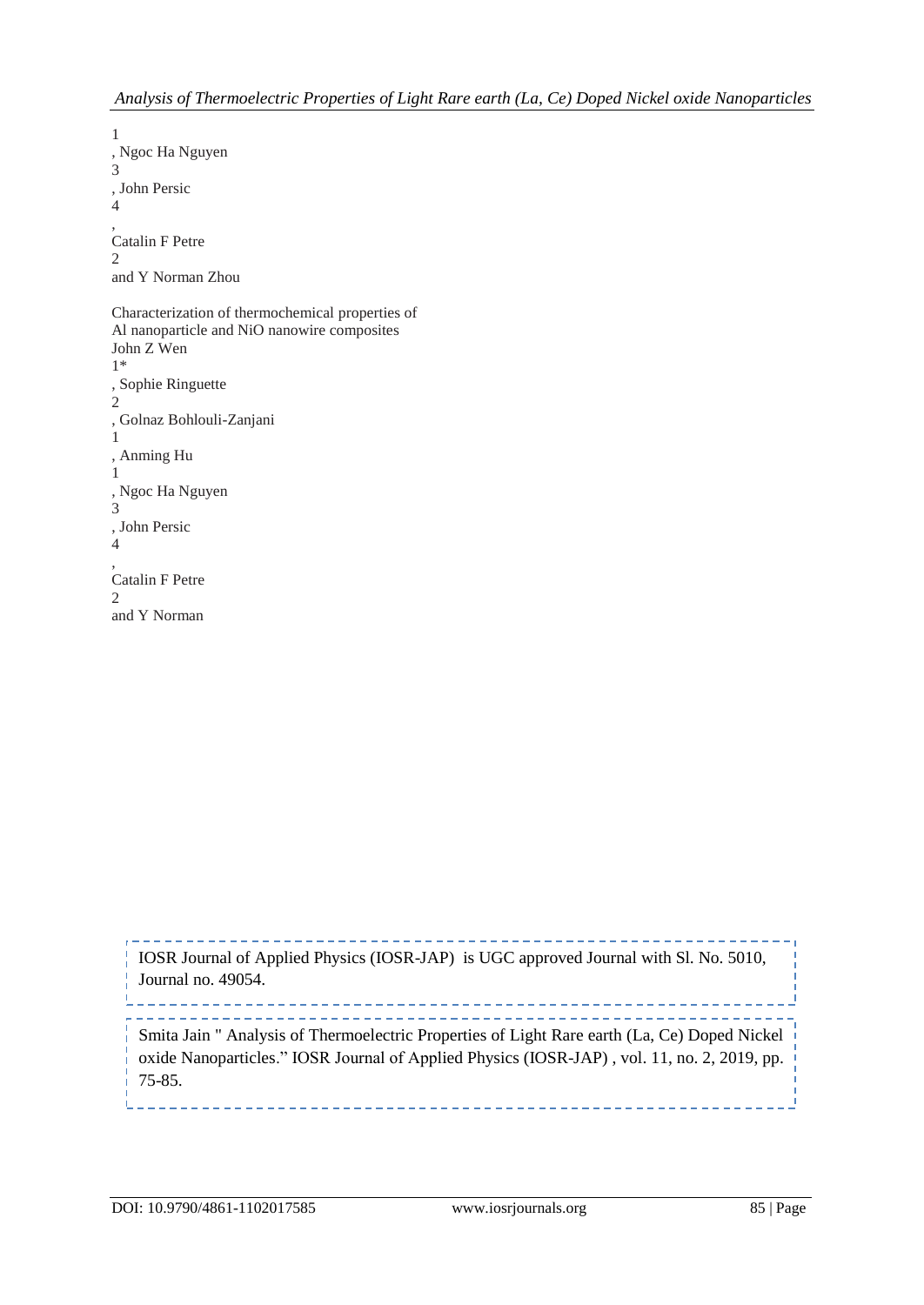[1]
, Ngoc Ha Nguyen
[3]
, John Persic
[4]
,
Catalin F Petre
[2]
and Y Norman Zhou

Characterization of thermochemical properties of
Al nanoparticle and NiO nanowire composites
John Z Wen
[1*]
, Sophie Ringuette
[2]
, Golnaz Bohlouli-Zanjani
[1]
, Anming Hu
[1]
, Ngoc Ha Nguyen
[3]
, John Persic
[4]
,
Catalin F Petre
[2]
and Y Norman

IOSR Journal of Applied Physics (IOSR-JAP) is UGC approved Journal with Sl. No. 5010, Journal no. 49054.

Smita Jain " Analysis of Thermoelectric Properties of Light Rare earth (La, Ce) Doped Nickel oxide Nanoparticles." IOSR Journal of Applied Physics (IOSR-JAP) , vol. 11, no. 2, 2019, pp. 75-85.